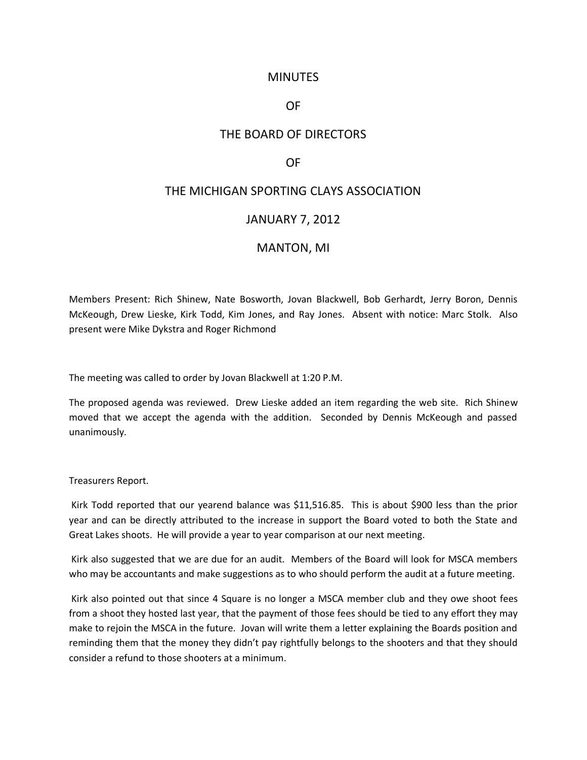# MINUTES

# OF

# THE BOARD OF DIRECTORS

# OF

# THE MICHIGAN SPORTING CLAYS ASSOCIATION

# JANUARY 7, 2012

# MANTON, MI

Members Present: Rich Shinew, Nate Bosworth, Jovan Blackwell, Bob Gerhardt, Jerry Boron, Dennis McKeough, Drew Lieske, Kirk Todd, Kim Jones, and Ray Jones. Absent with notice: Marc Stolk. Also present were Mike Dykstra and Roger Richmond

The meeting was called to order by Jovan Blackwell at 1:20 P.M.

The proposed agenda was reviewed. Drew Lieske added an item regarding the web site. Rich Shinew moved that we accept the agenda with the addition. Seconded by Dennis McKeough and passed unanimously.

Treasurers Report.

Kirk Todd reported that our yearend balance was $11,516.85. This is about $900 less than the prior year and can be directly attributed to the increase in support the Board voted to both the State and Great Lakes shoots. He will provide a year to year comparison at our next meeting.

Kirk also suggested that we are due for an audit. Members of the Board will look for MSCA members who may be accountants and make suggestions as to who should perform the audit at a future meeting.

Kirk also pointed out that since 4 Square is no longer a MSCA member club and they owe shoot fees from a shoot they hosted last year, that the payment of those fees should be tied to any effort they may make to rejoin the MSCA in the future. Jovan will write them a letter explaining the Boards position and reminding them that the money they didn't pay rightfully belongs to the shooters and that they should consider a refund to those shooters at a minimum.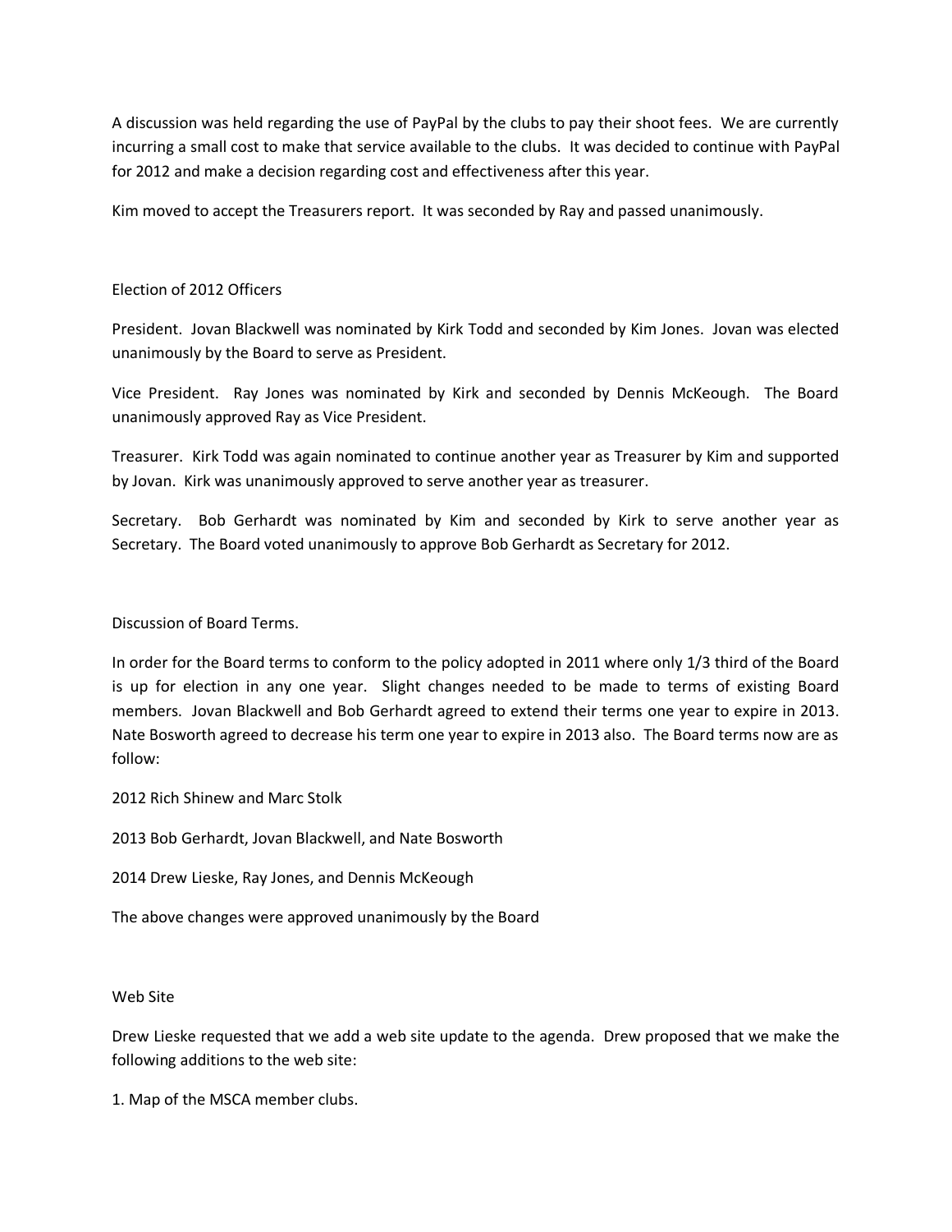A discussion was held regarding the use of PayPal by the clubs to pay their shoot fees. We are currently incurring a small cost to make that service available to the clubs. It was decided to continue with PayPal for 2012 and make a decision regarding cost and effectiveness after this year.

Kim moved to accept the Treasurers report. It was seconded by Ray and passed unanimously.

Election of 2012 Officers

President. Jovan Blackwell was nominated by Kirk Todd and seconded by Kim Jones. Jovan was elected unanimously by the Board to serve as President.

Vice President. Ray Jones was nominated by Kirk and seconded by Dennis McKeough. The Board unanimously approved Ray as Vice President.

Treasurer. Kirk Todd was again nominated to continue another year as Treasurer by Kim and supported by Jovan. Kirk was unanimously approved to serve another year as treasurer.

Secretary. Bob Gerhardt was nominated by Kim and seconded by Kirk to serve another year as Secretary. The Board voted unanimously to approve Bob Gerhardt as Secretary for 2012.

Discussion of Board Terms.

In order for the Board terms to conform to the policy adopted in 2011 where only 1/3 third of the Board is up for election in any one year. Slight changes needed to be made to terms of existing Board members. Jovan Blackwell and Bob Gerhardt agreed to extend their terms one year to expire in 2013. Nate Bosworth agreed to decrease his term one year to expire in 2013 also. The Board terms now are as follow:

2012 Rich Shinew and Marc Stolk

2013 Bob Gerhardt, Jovan Blackwell, and Nate Bosworth

2014 Drew Lieske, Ray Jones, and Dennis McKeough

The above changes were approved unanimously by the Board

Web Site

Drew Lieske requested that we add a web site update to the agenda. Drew proposed that we make the following additions to the web site:

1. Map of the MSCA member clubs.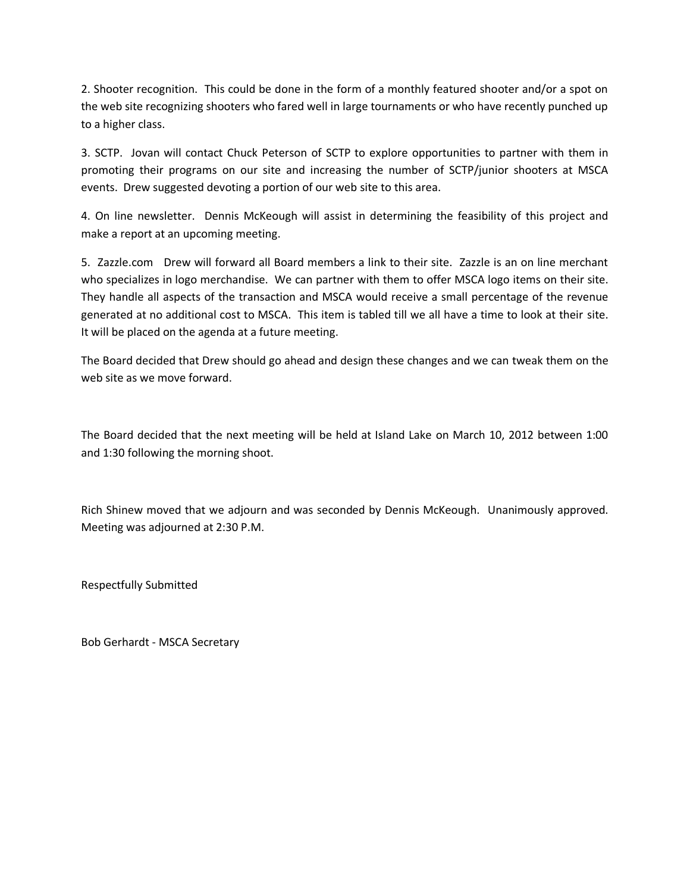2. Shooter recognition. This could be done in the form of a monthly featured shooter and/or a spot on the web site recognizing shooters who fared well in large tournaments or who have recently punched up to a higher class.

3. SCTP. Jovan will contact Chuck Peterson of SCTP to explore opportunities to partner with them in promoting their programs on our site and increasing the number of SCTP/junior shooters at MSCA events. Drew suggested devoting a portion of our web site to this area.

4. On line newsletter. Dennis McKeough will assist in determining the feasibility of this project and make a report at an upcoming meeting.

5. Zazzle.com Drew will forward all Board members a link to their site. Zazzle is an on line merchant who specializes in logo merchandise. We can partner with them to offer MSCA logo items on their site. They handle all aspects of the transaction and MSCA would receive a small percentage of the revenue generated at no additional cost to MSCA. This item is tabled till we all have a time to look at their site. It will be placed on the agenda at a future meeting.

The Board decided that Drew should go ahead and design these changes and we can tweak them on the web site as we move forward.

The Board decided that the next meeting will be held at Island Lake on March 10, 2012 between 1:00 and 1:30 following the morning shoot.

Rich Shinew moved that we adjourn and was seconded by Dennis McKeough. Unanimously approved. Meeting was adjourned at 2:30 P.M.

Respectfully Submitted

Bob Gerhardt - MSCA Secretary